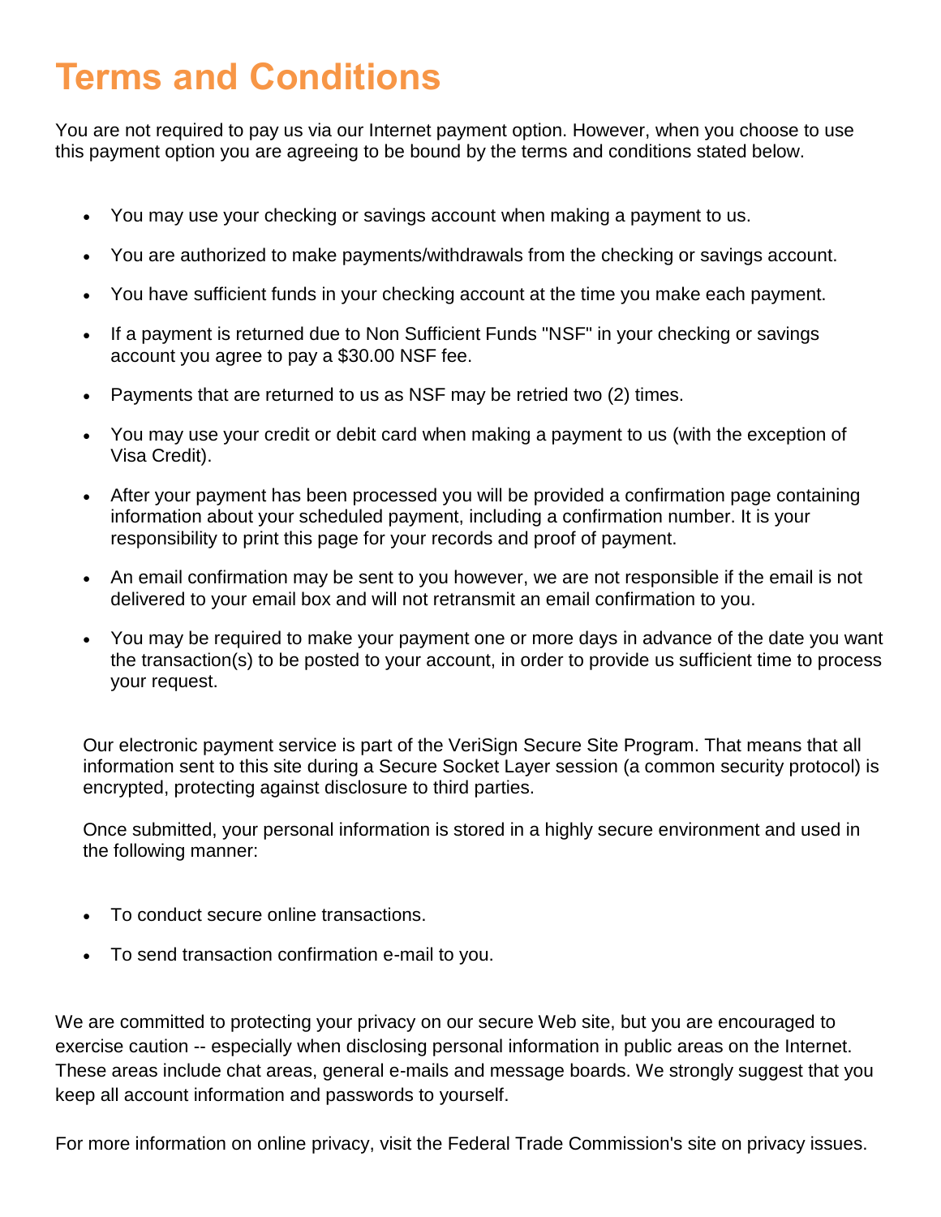# Terms and Conditions

You are not required to pay us via our Internet payment option. However, when you choose to use this payment option you are agreeing to be bound by the terms and conditions stated below.

- You may use your checking or savings account when making a payment to us.
- You are authorized to make payments/withdrawals from the checking or savings account.
- You have sufficient funds in your checking account at the time you make each payment.
- If a payment is returned due to Non Sufficient Funds "NSF" in your checking or savings account you agree to pay a $30.00 NSF fee.
- Payments that are returned to us as NSF may be retried two (2) times.
- You may use your credit or debit card when making a payment to us (with the exception of Visa Credit).
- After your payment has been processed you will be provided a confirmation page containing information about your scheduled payment, including a confirmation number. It is your responsibility to print this page for your records and proof of payment.
- An email confirmation may be sent to you however, we are not responsible if the email is not delivered to your email box and will not retransmit an email confirmation to you.
- You may be required to make your payment one or more days in advance of the date you want the transaction(s) to be posted to your account, in order to provide us sufficient time to process your request.

Our electronic payment service is part of the VeriSign Secure Site Program. That means that all information sent to this site during a Secure Socket Layer session (a common security protocol) is encrypted, protecting against disclosure to third parties.

Once submitted, your personal information is stored in a highly secure environment and used in the following manner:

- To conduct secure online transactions.
- To send transaction confirmation e-mail to you.

We are committed to protecting your privacy on our secure Web site, but you are encouraged to exercise caution -- especially when disclosing personal information in public areas on the Internet. These areas include chat areas, general e-mails and message boards. We strongly suggest that you keep all account information and passwords to yourself.

For more information on online privacy, visit the Federal Trade Commission's site on privacy issues.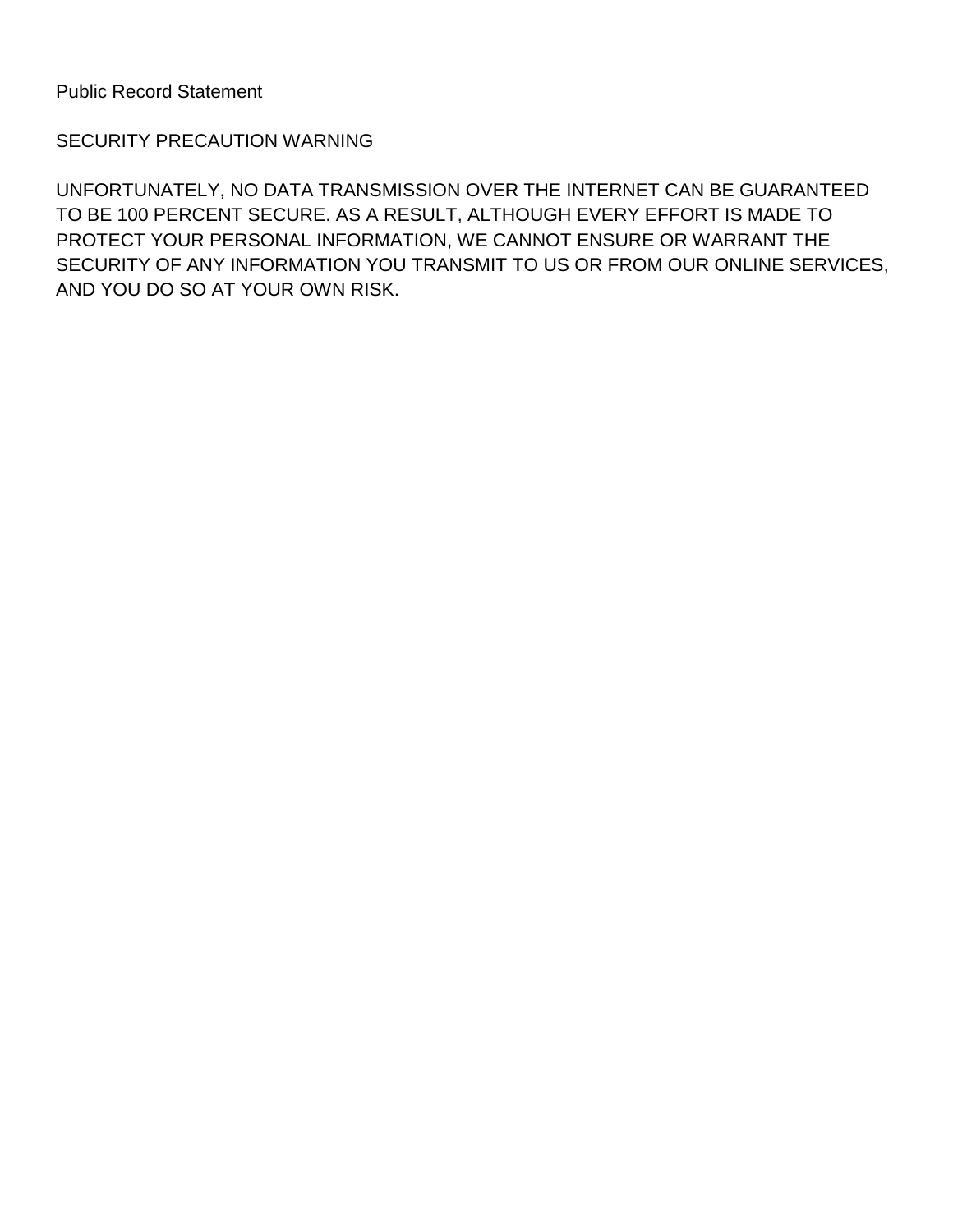Public Record Statement

SECURITY PRECAUTION WARNING

UNFORTUNATELY, NO DATA TRANSMISSION OVER THE INTERNET CAN BE GUARANTEED TO BE 100 PERCENT SECURE. AS A RESULT, ALTHOUGH EVERY EFFORT IS MADE TO PROTECT YOUR PERSONAL INFORMATION, WE CANNOT ENSURE OR WARRANT THE SECURITY OF ANY INFORMATION YOU TRANSMIT TO US OR FROM OUR ONLINE SERVICES, AND YOU DO SO AT YOUR OWN RISK.